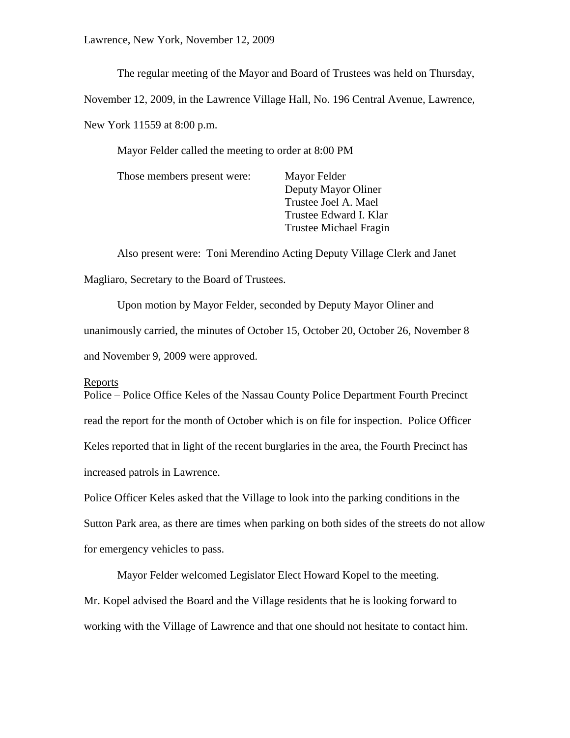Lawrence, New York, November 12, 2009

The regular meeting of the Mayor and Board of Trustees was held on Thursday, November 12, 2009, in the Lawrence Village Hall, No. 196 Central Avenue, Lawrence, New York 11559 at 8:00 p.m.

Mayor Felder called the meeting to order at 8:00 PM

Those members present were:
Mayor Felder
Deputy Mayor Oliner
Trustee Joel A. Mael
Trustee Edward I. Klar
Trustee Michael Fragin

Also present were: Toni Merendino Acting Deputy Village Clerk and Janet Magliaro, Secretary to the Board of Trustees.

Upon motion by Mayor Felder, seconded by Deputy Mayor Oliner and unanimously carried, the minutes of October 15, October 20, October 26, November 8 and November 9, 2009 were approved.

Reports

Police – Police Office Keles of the Nassau County Police Department Fourth Precinct read the report for the month of October which is on file for inspection. Police Officer Keles reported that in light of the recent burglaries in the area, the Fourth Precinct has increased patrols in Lawrence.

Police Officer Keles asked that the Village to look into the parking conditions in the Sutton Park area, as there are times when parking on both sides of the streets do not allow for emergency vehicles to pass.

Mayor Felder welcomed Legislator Elect Howard Kopel to the meeting. Mr. Kopel advised the Board and the Village residents that he is looking forward to working with the Village of Lawrence and that one should not hesitate to contact him.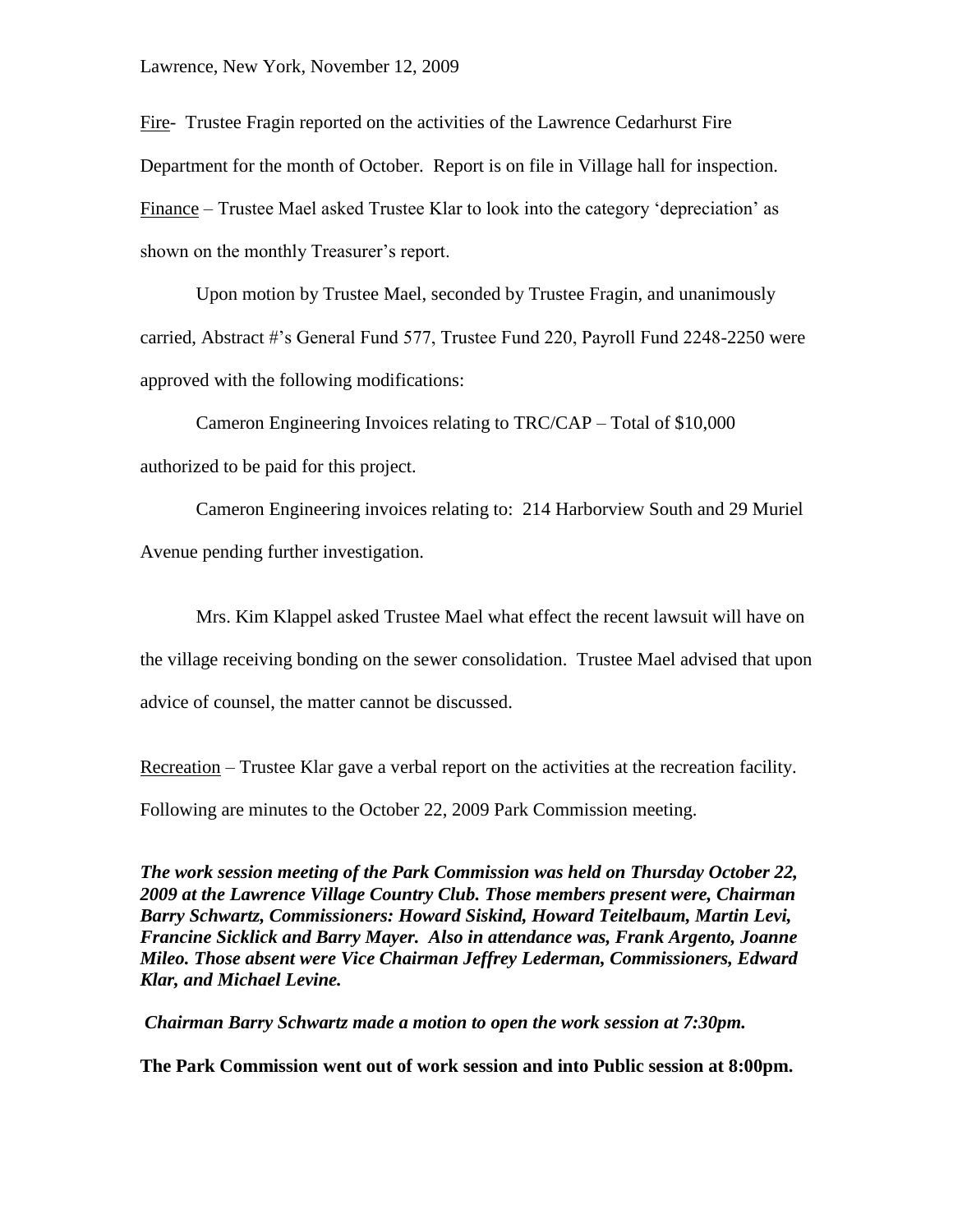Lawrence, New York, November 12, 2009

Fire- Trustee Fragin reported on the activities of the Lawrence Cedarhurst Fire Department for the month of October. Report is on file in Village hall for inspection.

Finance – Trustee Mael asked Trustee Klar to look into the category 'depreciation' as shown on the monthly Treasurer's report.

Upon motion by Trustee Mael, seconded by Trustee Fragin, and unanimously carried, Abstract #'s General Fund 577, Trustee Fund 220, Payroll Fund 2248-2250 were approved with the following modifications:

Cameron Engineering Invoices relating to TRC/CAP – Total of $10,000 authorized to be paid for this project.

Cameron Engineering invoices relating to: 214 Harborview South and 29 Muriel Avenue pending further investigation.

Mrs. Kim Klappel asked Trustee Mael what effect the recent lawsuit will have on the village receiving bonding on the sewer consolidation. Trustee Mael advised that upon advice of counsel, the matter cannot be discussed.

Recreation – Trustee Klar gave a verbal report on the activities at the recreation facility. Following are minutes to the October 22, 2009 Park Commission meeting.

***The work session meeting of the Park Commission was held on Thursday October 22, 2009 at the Lawrence Village Country Club. Those members present were, Chairman Barry Schwartz, Commissioners: Howard Siskind, Howard Teitelbaum, Martin Levi, Francine Sicklick and Barry Mayer. Also in attendance was, Frank Argento, Joanne Mileo. Those absent were Vice Chairman Jeffrey Lederman, Commissioners, Edward Klar, and Michael Levine.***

***Chairman Barry Schwartz made a motion to open the work session at 7:30pm.***

**The Park Commission went out of work session and into Public session at 8:00pm.**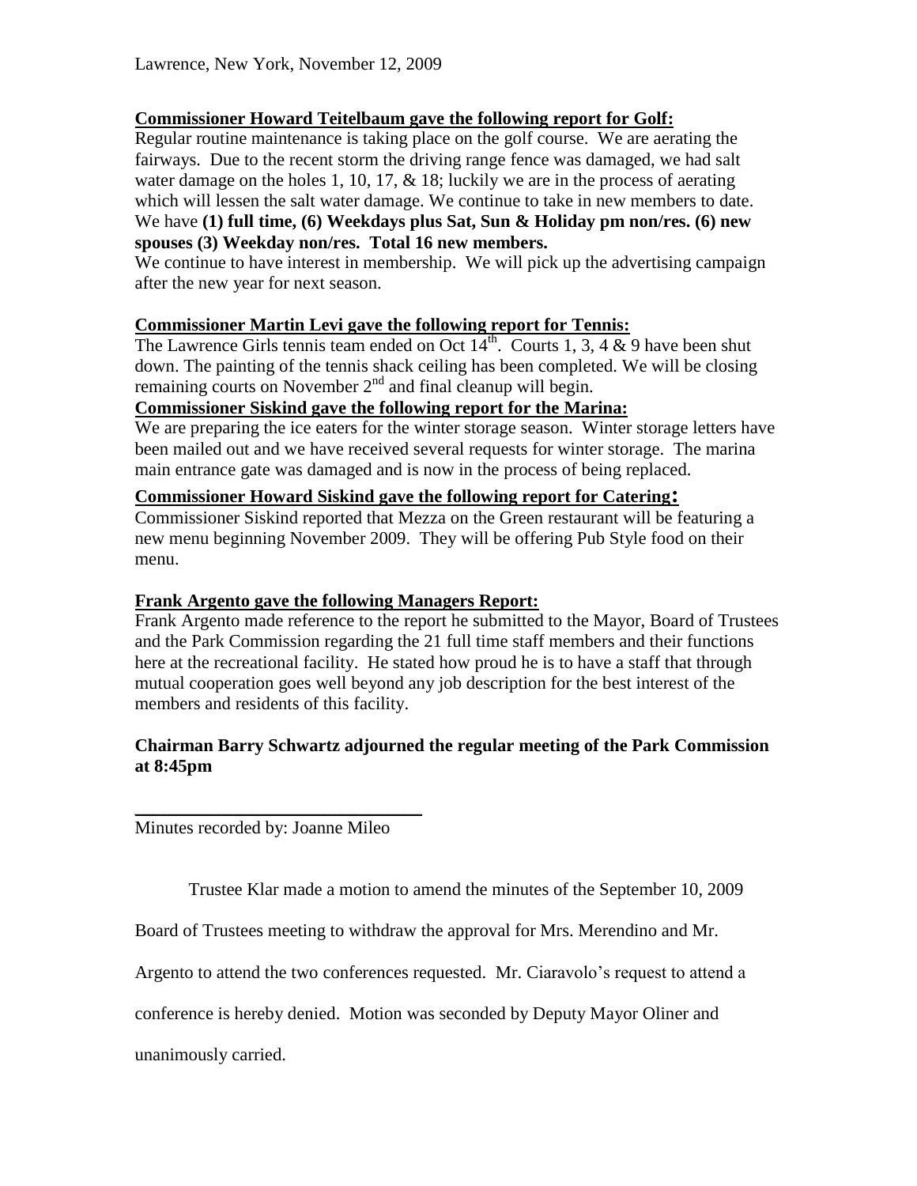Lawrence, New York, November 12, 2009

**Commissioner Howard Teitelbaum gave the following report for Golf:**

Regular routine maintenance is taking place on the golf course. We are aerating the fairways. Due to the recent storm the driving range fence was damaged, we had salt water damage on the holes 1, 10, 17, & 18; luckily we are in the process of aerating which will lessen the salt water damage. We continue to take in new members to date. We have **(1) full time, (6) Weekdays plus Sat, Sun & Holiday pm non/res. (6) new spouses (3) Weekday non/res. Total 16 new members.**

We continue to have interest in membership. We will pick up the advertising campaign after the new year for next season.

**Commissioner Martin Levi gave the following report for Tennis:**

The Lawrence Girls tennis team ended on Oct 14th. Courts 1, 3, 4 & 9 have been shut down. The painting of the tennis shack ceiling has been completed. We will be closing remaining courts on November 2nd and final cleanup will begin.

**Commissioner Siskind gave the following report for the Marina:**

We are preparing the ice eaters for the winter storage season. Winter storage letters have been mailed out and we have received several requests for winter storage. The marina main entrance gate was damaged and is now in the process of being replaced.

**Commissioner Howard Siskind gave the following report for Catering:**

Commissioner Siskind reported that Mezza on the Green restaurant will be featuring a new menu beginning November 2009. They will be offering Pub Style food on their menu.

**Frank Argento gave the following Managers Report:**

Frank Argento made reference to the report he submitted to the Mayor, Board of Trustees and the Park Commission regarding the 21 full time staff members and their functions here at the recreational facility. He stated how proud he is to have a staff that through mutual cooperation goes well beyond any job description for the best interest of the members and residents of this facility.

**Chairman Barry Schwartz adjourned the regular meeting of the Park Commission at 8:45pm**

______________________________

Minutes recorded by: Joanne Mileo

Trustee Klar made a motion to amend the minutes of the September 10, 2009 Board of Trustees meeting to withdraw the approval for Mrs. Merendino and Mr. Argento to attend the two conferences requested. Mr. Ciaravolo's request to attend a conference is hereby denied. Motion was seconded by Deputy Mayor Oliner and unanimously carried.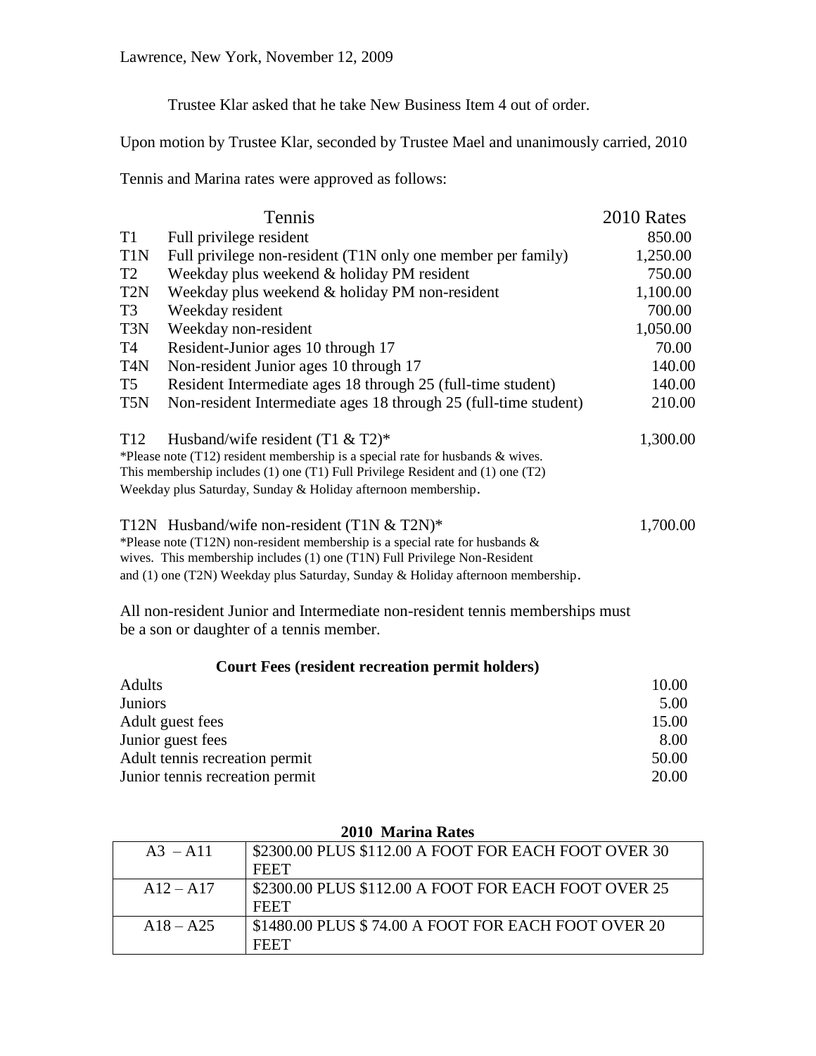Lawrence, New York, November 12, 2009

Trustee Klar asked that he take New Business Item 4 out of order.

Upon motion by Trustee Klar, seconded by Trustee Mael and unanimously carried, 2010 Tennis and Marina rates were approved as follows:

| | Tennis | 2010 Rates |
|---|---|---|
| T1 | Full privilege resident | 850.00 |
| T1N | Full privilege non-resident (T1N only one member per family) | 1,250.00 |
| T2 | Weekday plus weekend & holiday PM resident | 750.00 |
| T2N | Weekday plus weekend & holiday PM non-resident | 1,100.00 |
| T3 | Weekday resident | 700.00 |
| T3N | Weekday non-resident | 1,050.00 |
| T4 | Resident-Junior ages 10 through 17 | 70.00 |
| T4N | Non-resident Junior ages 10 through 17 | 140.00 |
| T5 | Resident Intermediate ages 18 through 25 (full-time student) | 140.00 |
| T5N | Non-resident Intermediate ages 18 through 25 (full-time student) | 210.00 |
| T12 | Husband/wife resident (T1 & T2)* | 1,300.00 |

*Please note (T12) resident membership is a special rate for husbands & wives. This membership includes (1) one (T1) Full Privilege Resident and (1) one (T2) Weekday plus Saturday, Sunday & Holiday afternoon membership.

| | | |
|---|---|---|
| T12N | Husband/wife non-resident (T1N & T2N)* | 1,700.00 |

*Please note (T12N) non-resident membership is a special rate for husbands & wives. This membership includes (1) one (T1N) Full Privilege Non-Resident and (1) one (T2N) Weekday plus Saturday, Sunday & Holiday afternoon membership.

All non-resident Junior and Intermediate non-resident tennis memberships must be a son or daughter of a tennis member.

**Court Fees (resident recreation permit holders)**

| | |
|---|---|
| Adults | 10.00 |
| Juniors | 5.00 |
| Adult guest fees | 15.00 |
| Junior guest fees | 8.00 |
| Adult tennis recreation permit | 50.00 |
| Junior tennis recreation permit | 20.00 |

**2010 Marina Rates**

| | |
|---|---|
| A3 – A11 | \$2300.00 PLUS \$112.00 A FOOT FOR EACH FOOT OVER 30 FEET |
| A12 – A17 | \$2300.00 PLUS \$112.00 A FOOT FOR EACH FOOT OVER 25 FEET |
| A18 – A25 | \$1480.00 PLUS \$ 74.00 A FOOT FOR EACH FOOT OVER 20 FEET |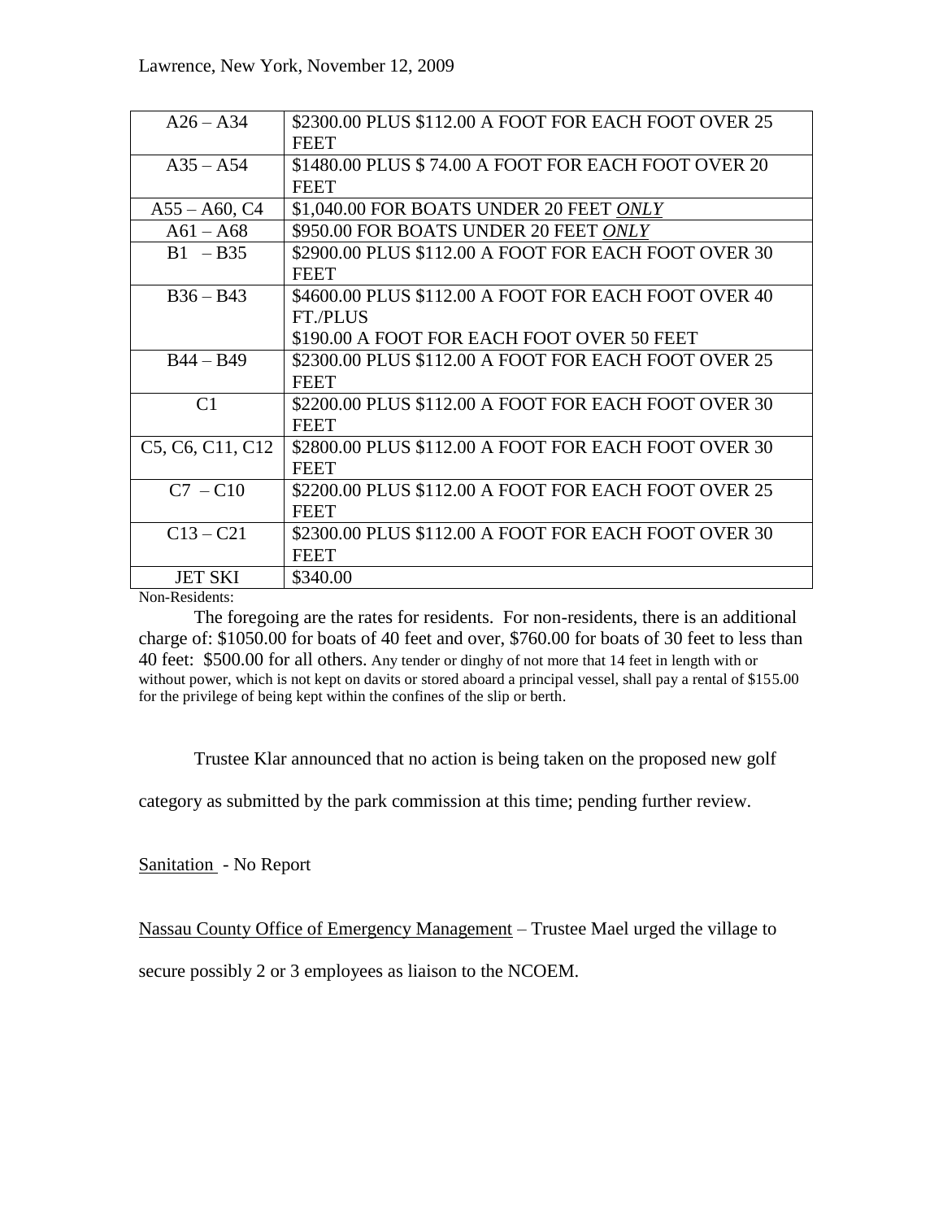| | |
|---|---|
| A26 – A34 | $2300.00 PLUS $112.00 A FOOT FOR EACH FOOT OVER 25 FEET |
| A35 – A54 | $1480.00 PLUS $ 74.00 A FOOT FOR EACH FOOT OVER 20 FEET |
| A55 – A60, C4 | $1,040.00 FOR BOATS UNDER 20 FEET ***ONLY*** |
| A61 – A68 | $950.00 FOR BOATS UNDER 20 FEET ***ONLY*** |
| B1 – B35 | $2900.00 PLUS $112.00 A FOOT FOR EACH FOOT OVER 30 FEET |
| B36 – B43 | $4600.00 PLUS $112.00 A FOOT FOR EACH FOOT OVER 40 FT./PLUS $190.00 A FOOT FOR EACH FOOT OVER 50 FEET |
| B44 – B49 | $2300.00 PLUS $112.00 A FOOT FOR EACH FOOT OVER 25 FEET |
| C1 | $2200.00 PLUS $112.00 A FOOT FOR EACH FOOT OVER 30 FEET |
| C5, C6, C11, C12 | $2800.00 PLUS $112.00 A FOOT FOR EACH FOOT OVER 30 FEET |
| C7 – C10 | $2200.00 PLUS $112.00 A FOOT FOR EACH FOOT OVER 25 FEET |
| C13 – C21 | $2300.00 PLUS $112.00 A FOOT FOR EACH FOOT OVER 30 FEET |
| JET SKI | $340.00 |

Non-Residents:

The foregoing are the rates for residents. For non-residents, there is an additional charge of: $1050.00 for boats of 40 feet and over, $760.00 for boats of 30 feet to less than 40 feet: $500.00 for all others. Any tender or dinghy of not more that 14 feet in length with or without power, which is not kept on davits or stored aboard a principal vessel, shall pay a rental of $155.00 for the privilege of being kept within the confines of the slip or berth.

Trustee Klar announced that no action is being taken on the proposed new golf category as submitted by the park commission at this time; pending further review.

<u>Sanitation</u> - No Report

<u>Nassau County Office of Emergency Management</u> – Trustee Mael urged the village to secure possibly 2 or 3 employees as liaison to the NCOEM.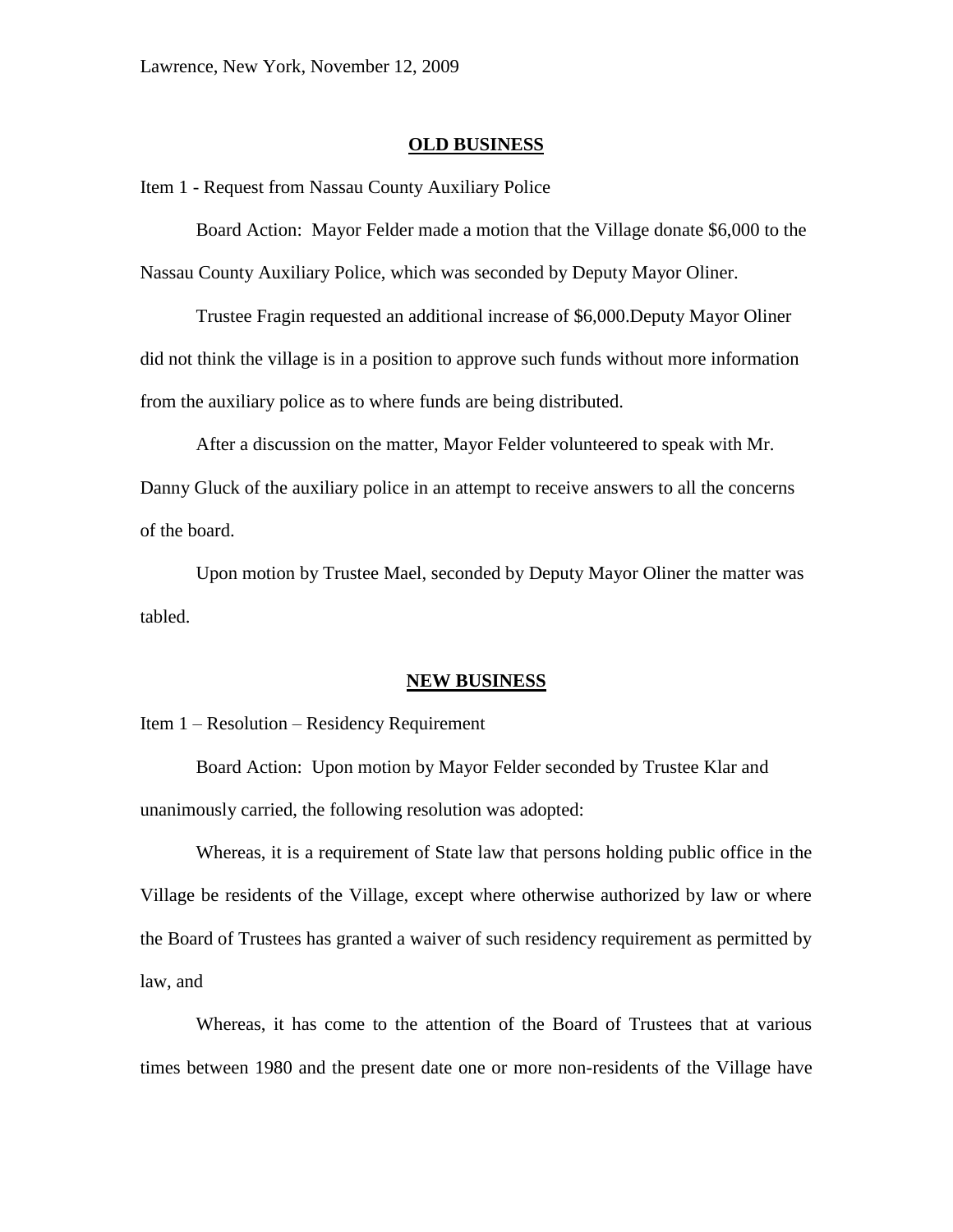Lawrence, New York, November 12, 2009

## OLD BUSINESS

Item 1 - Request from Nassau County Auxiliary Police

Board Action: Mayor Felder made a motion that the Village donate $6,000 to the Nassau County Auxiliary Police, which was seconded by Deputy Mayor Oliner.

Trustee Fragin requested an additional increase of $6,000.Deputy Mayor Oliner did not think the village is in a position to approve such funds without more information from the auxiliary police as to where funds are being distributed.

After a discussion on the matter, Mayor Felder volunteered to speak with Mr. Danny Gluck of the auxiliary police in an attempt to receive answers to all the concerns of the board.

Upon motion by Trustee Mael, seconded by Deputy Mayor Oliner the matter was tabled.

## NEW BUSINESS

Item 1 – Resolution – Residency Requirement

Board Action: Upon motion by Mayor Felder seconded by Trustee Klar and unanimously carried, the following resolution was adopted:

Whereas, it is a requirement of State law that persons holding public office in the Village be residents of the Village, except where otherwise authorized by law or where the Board of Trustees has granted a waiver of such residency requirement as permitted by law, and

Whereas, it has come to the attention of the Board of Trustees that at various times between 1980 and the present date one or more non-residents of the Village have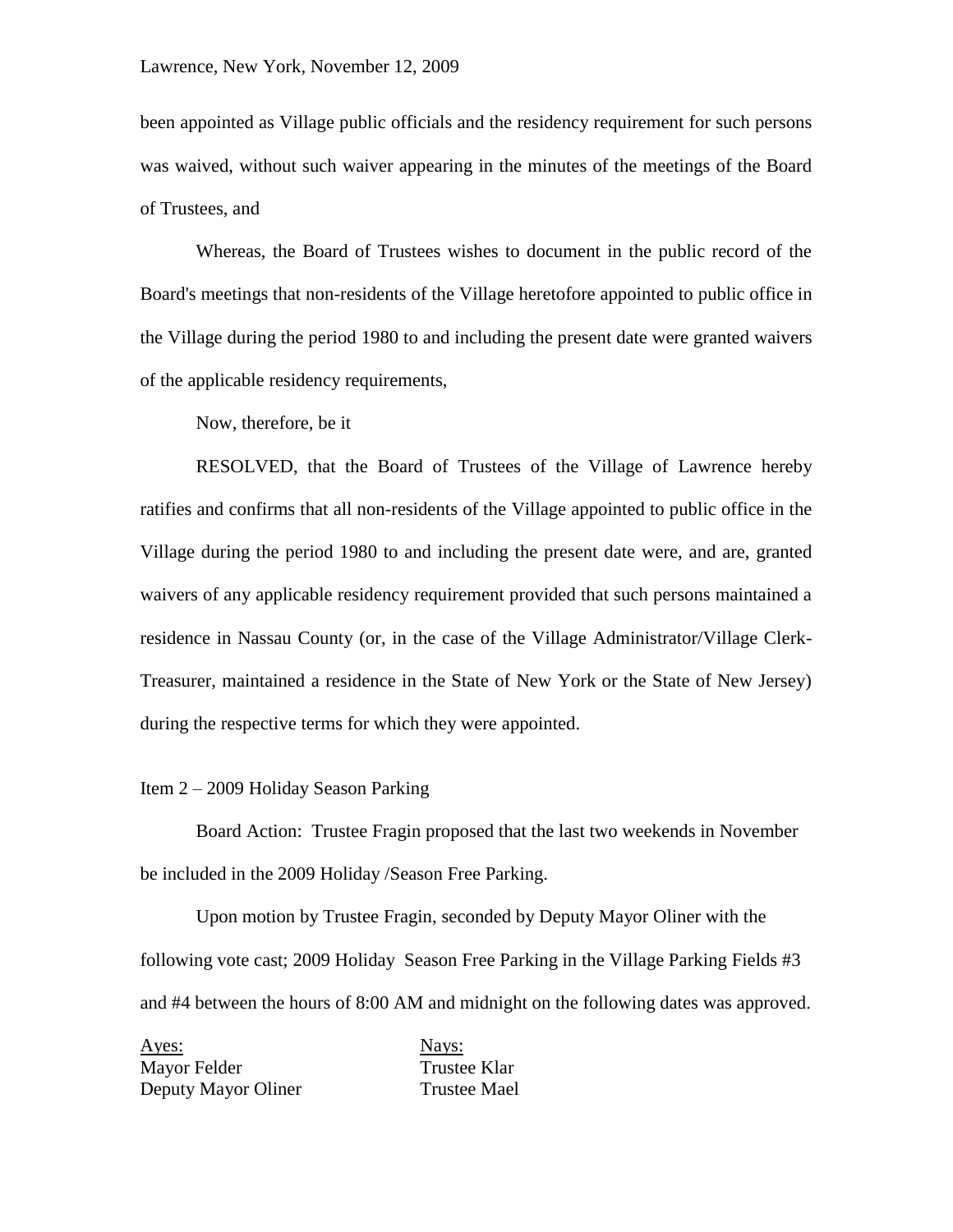been appointed as Village public officials and the residency requirement for such persons was waived, without such waiver appearing in the minutes of the meetings of the Board of Trustees, and

Whereas, the Board of Trustees wishes to document in the public record of the Board's meetings that non-residents of the Village heretofore appointed to public office in the Village during the period 1980 to and including the present date were granted waivers of the applicable residency requirements,

Now, therefore, be it

RESOLVED, that the Board of Trustees of the Village of Lawrence hereby ratifies and confirms that all non-residents of the Village appointed to public office in the Village during the period 1980 to and including the present date were, and are, granted waivers of any applicable residency requirement provided that such persons maintained a residence in Nassau County (or, in the case of the Village Administrator/Village Clerk-Treasurer, maintained a residence in the State of New York or the State of New Jersey) during the respective terms for which they were appointed.

Item 2 – 2009 Holiday Season Parking

Board Action: Trustee Fragin proposed that the last two weekends in November be included in the 2009 Holiday /Season Free Parking.

Upon motion by Trustee Fragin, seconded by Deputy Mayor Oliner with the following vote cast; 2009 Holiday Season Free Parking in the Village Parking Fields #3 and #4 between the hours of 8:00 AM and midnight on the following dates was approved.

| Ayes: | Nays: |
| --- | --- |
| Mayor Felder | Trustee Klar |
| Deputy Mayor Oliner | Trustee Mael |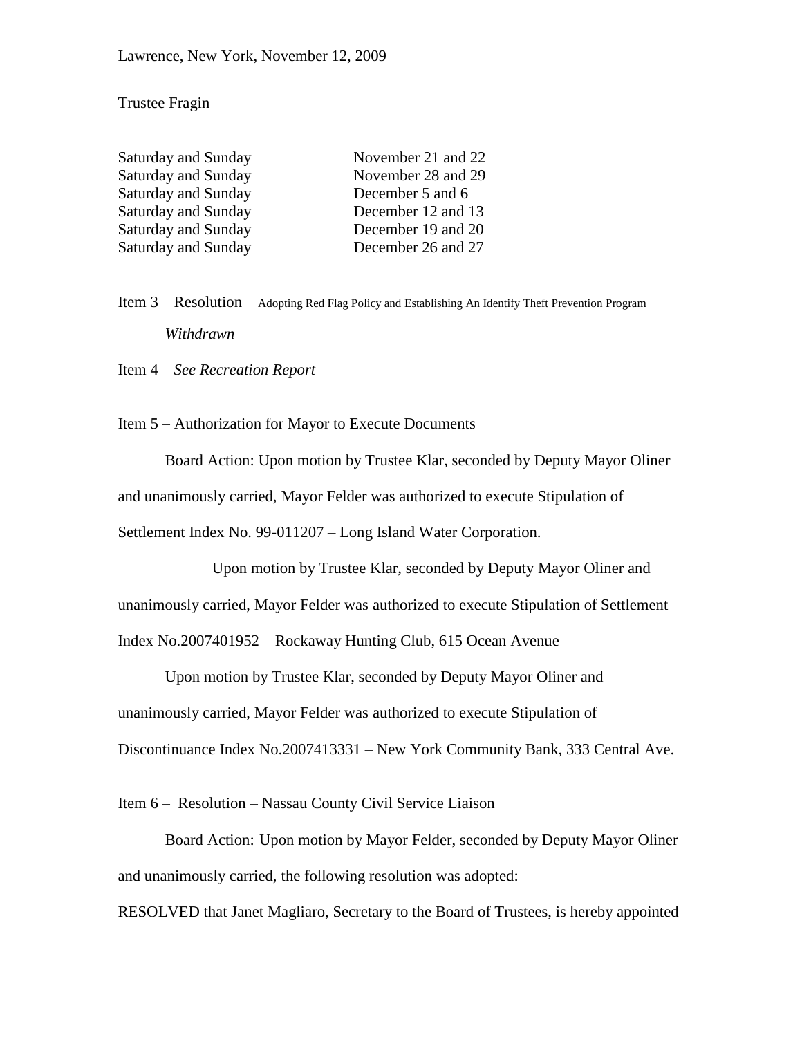Lawrence, New York, November 12, 2009

Trustee Fragin

| | |
|---|---|
| Saturday and Sunday | November 21 and 22 |
| Saturday and Sunday | November 28 and 29 |
| Saturday and Sunday | December 5 and 6 |
| Saturday and Sunday | December 12 and 13 |
| Saturday and Sunday | December 19 and 20 |
| Saturday and Sunday | December 26 and 27 |

Item 3 – Resolution – Adopting Red Flag Policy and Establishing An Identify Theft Prevention Program

*Withdrawn*

Item 4 – *See Recreation Report*

Item 5 – Authorization for Mayor to Execute Documents

Board Action: Upon motion by Trustee Klar, seconded by Deputy Mayor Oliner and unanimously carried, Mayor Felder was authorized to execute Stipulation of Settlement Index No. 99-011207 – Long Island Water Corporation.

Upon motion by Trustee Klar, seconded by Deputy Mayor Oliner and unanimously carried, Mayor Felder was authorized to execute Stipulation of Settlement Index No.2007401952 – Rockaway Hunting Club, 615 Ocean Avenue

Upon motion by Trustee Klar, seconded by Deputy Mayor Oliner and unanimously carried, Mayor Felder was authorized to execute Stipulation of Discontinuance Index No.2007413331 – New York Community Bank, 333 Central Ave.

Item 6 – Resolution – Nassau County Civil Service Liaison

Board Action: Upon motion by Mayor Felder, seconded by Deputy Mayor Oliner and unanimously carried, the following resolution was adopted:

RESOLVED that Janet Magliaro, Secretary to the Board of Trustees, is hereby appointed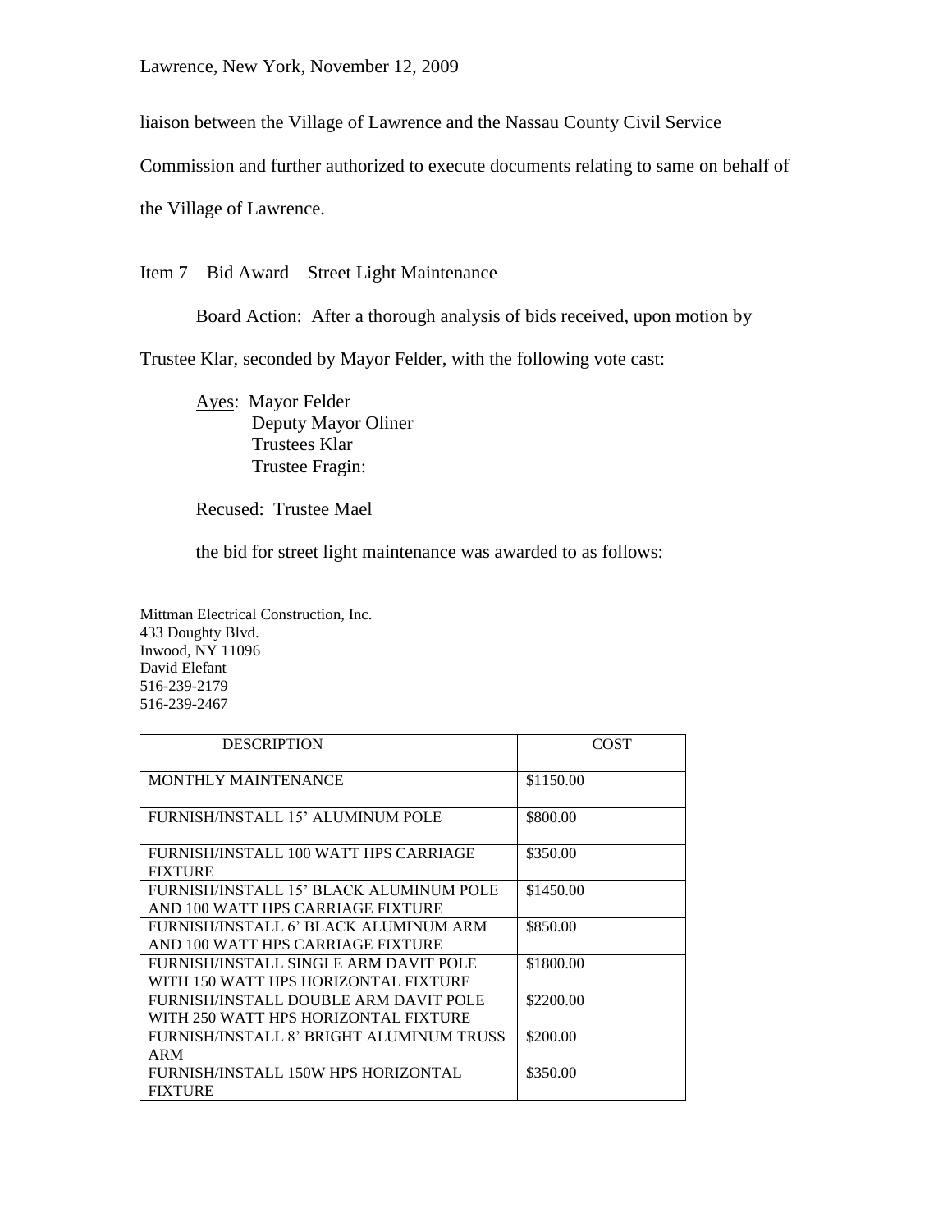liaison between the Village of Lawrence and the Nassau County Civil Service Commission and further authorized to execute documents relating to same on behalf of the Village of Lawrence.

Item 7 – Bid Award – Street Light Maintenance

Board Action: After a thorough analysis of bids received, upon motion by Trustee Klar, seconded by Mayor Felder, with the following vote cast:

Ayes: Mayor Felder
Deputy Mayor Oliner
Trustees Klar
Trustee Fragin:

Recused: Trustee Mael

the bid for street light maintenance was awarded to as follows:

Mittman Electrical Construction, Inc.
433 Doughty Blvd.
Inwood, NY 11096
David Elefant
516-239-2179
516-239-2467

| DESCRIPTION | COST |
|---|---|
| MONTHLY MAINTENANCE | $1150.00 |
| FURNISH/INSTALL 15' ALUMINUM POLE | $800.00 |
| FURNISH/INSTALL 100 WATT HPS CARRIAGE FIXTURE | $350.00 |
| FURNISH/INSTALL 15' BLACK ALUMINUM POLE AND 100 WATT HPS CARRIAGE FIXTURE | $1450.00 |
| FURNISH/INSTALL 6' BLACK ALUMINUM ARM AND 100 WATT HPS CARRIAGE FIXTURE | $850.00 |
| FURNISH/INSTALL SINGLE ARM DAVIT POLE WITH 150 WATT HPS HORIZONTAL FIXTURE | $1800.00 |
| FURNISH/INSTALL DOUBLE ARM DAVIT POLE WITH 250 WATT HPS HORIZONTAL FIXTURE | $2200.00 |
| FURNISH/INSTALL 8' BRIGHT ALUMINUM TRUSS ARM | $200.00 |
| FURNISH/INSTALL 150W HPS HORIZONTAL FIXTURE | $350.00 |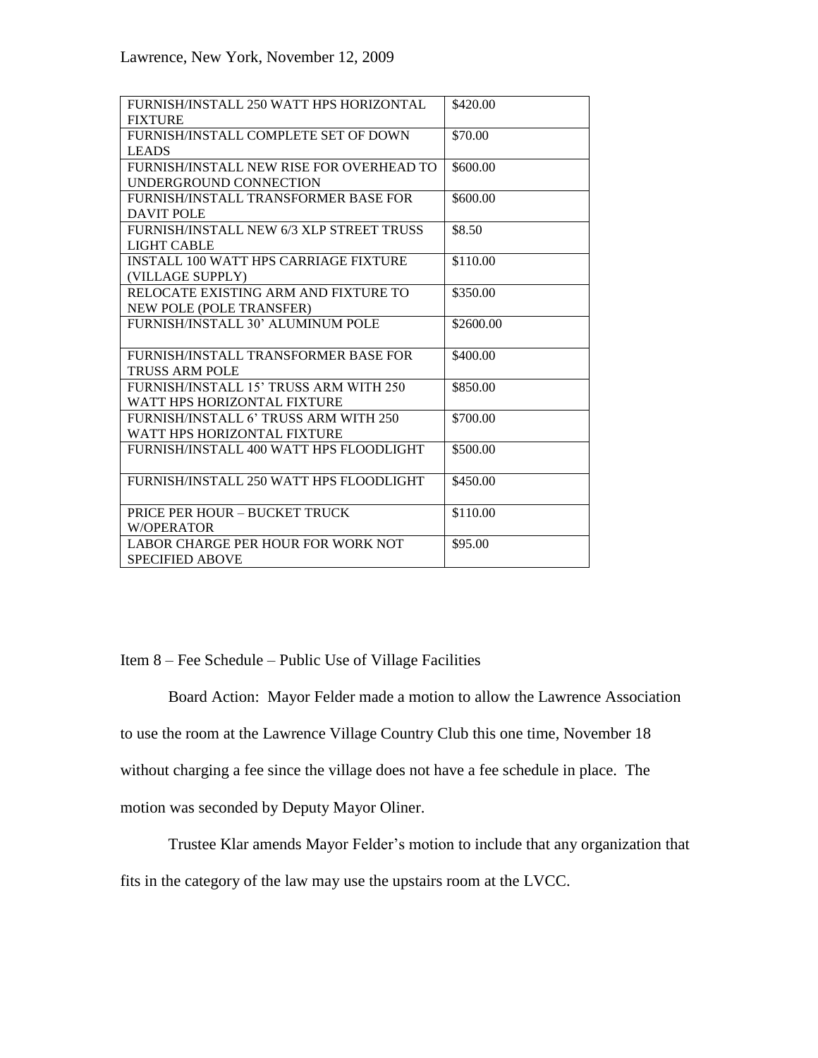| | |
|---|---|
| FURNISH/INSTALL 250 WATT HPS HORIZONTAL FIXTURE | \$420.00 |
| FURNISH/INSTALL COMPLETE SET OF DOWN LEADS | \$70.00 |
| FURNISH/INSTALL NEW RISE FOR OVERHEAD TO UNDERGROUND CONNECTION | \$600.00 |
| FURNISH/INSTALL TRANSFORMER BASE FOR DAVIT POLE | \$600.00 |
| FURNISH/INSTALL NEW 6/3 XLP STREET TRUSS LIGHT CABLE | \$8.50 |
| INSTALL 100 WATT HPS CARRIAGE FIXTURE (VILLAGE SUPPLY) | \$110.00 |
| RELOCATE EXISTING ARM AND FIXTURE TO NEW POLE (POLE TRANSFER) | \$350.00 |
| FURNISH/INSTALL 30' ALUMINUM POLE | \$2600.00 |
| FURNISH/INSTALL TRANSFORMER BASE FOR TRUSS ARM POLE | \$400.00 |
| FURNISH/INSTALL 15' TRUSS ARM WITH 250 WATT HPS HORIZONTAL FIXTURE | \$850.00 |
| FURNISH/INSTALL 6' TRUSS ARM WITH 250 WATT HPS HORIZONTAL FIXTURE | \$700.00 |
| FURNISH/INSTALL 400 WATT HPS FLOODLIGHT | \$500.00 |
| FURNISH/INSTALL 250 WATT HPS FLOODLIGHT | \$450.00 |
| PRICE PER HOUR – BUCKET TRUCK W/OPERATOR | \$110.00 |
| LABOR CHARGE PER HOUR FOR WORK NOT SPECIFIED ABOVE | \$95.00 |

Item 8 – Fee Schedule – Public Use of Village Facilities

Board Action: Mayor Felder made a motion to allow the Lawrence Association to use the room at the Lawrence Village Country Club this one time, November 18 without charging a fee since the village does not have a fee schedule in place. The motion was seconded by Deputy Mayor Oliner.

Trustee Klar amends Mayor Felder's motion to include that any organization that fits in the category of the law may use the upstairs room at the LVCC.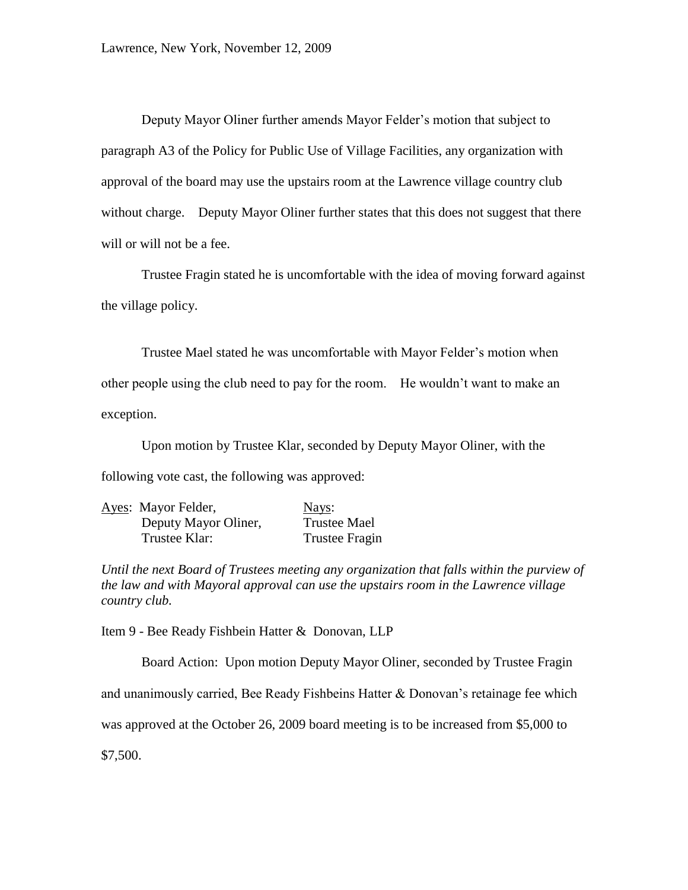Deputy Mayor Oliner further amends Mayor Felder's motion that subject to paragraph A3 of the Policy for Public Use of Village Facilities, any organization with approval of the board may use the upstairs room at the Lawrence village country club without charge. Deputy Mayor Oliner further states that this does not suggest that there will or will not be a fee.

Trustee Fragin stated he is uncomfortable with the idea of moving forward against the village policy.

Trustee Mael stated he was uncomfortable with Mayor Felder's motion when other people using the club need to pay for the room. He wouldn't want to make an exception.

Upon motion by Trustee Klar, seconded by Deputy Mayor Oliner, with the following vote cast, the following was approved:

| Ayes: | Nays: |
|---|---|
| Mayor Felder, | Trustee Mael |
| Deputy Mayor Oliner, | Trustee Fragin |
| Trustee Klar: | |

*Until the next Board of Trustees meeting any organization that falls within the purview of the law and with Mayoral approval can use the upstairs room in the Lawrence village country club.*

Item 9 - Bee Ready Fishbein Hatter & Donovan, LLP

Board Action: Upon motion Deputy Mayor Oliner, seconded by Trustee Fragin and unanimously carried, Bee Ready Fishbeins Hatter & Donovan's retainage fee which was approved at the October 26, 2009 board meeting is to be increased from $5,000 to $7,500.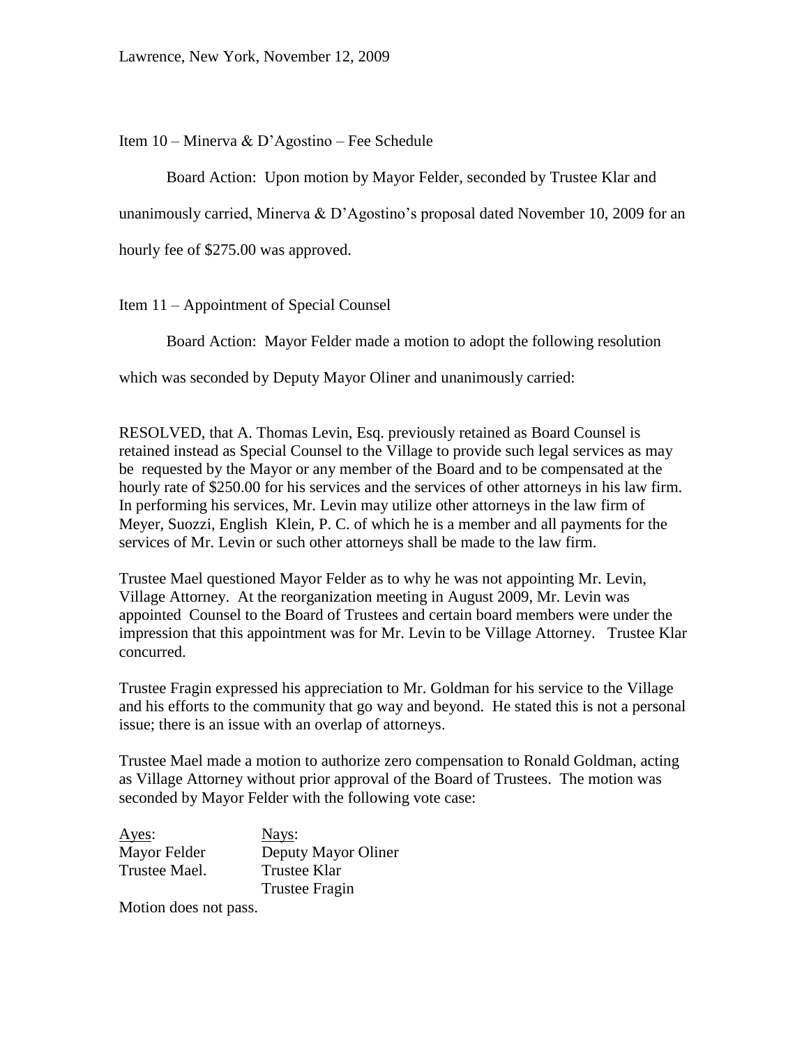Item 10 – Minerva & D'Agostino – Fee Schedule

Board Action: Upon motion by Mayor Felder, seconded by Trustee Klar and unanimously carried, Minerva & D'Agostino's proposal dated November 10, 2009 for an hourly fee of $275.00 was approved.

Item 11 – Appointment of Special Counsel

Board Action: Mayor Felder made a motion to adopt the following resolution which was seconded by Deputy Mayor Oliner and unanimously carried:

RESOLVED, that A. Thomas Levin, Esq. previously retained as Board Counsel is retained instead as Special Counsel to the Village to provide such legal services as may be requested by the Mayor or any member of the Board and to be compensated at the hourly rate of $250.00 for his services and the services of other attorneys in his law firm. In performing his services, Mr. Levin may utilize other attorneys in the law firm of Meyer, Suozzi, English Klein, P. C. of which he is a member and all payments for the services of Mr. Levin or such other attorneys shall be made to the law firm.

Trustee Mael questioned Mayor Felder as to why he was not appointing Mr. Levin, Village Attorney. At the reorganization meeting in August 2009, Mr. Levin was appointed Counsel to the Board of Trustees and certain board members were under the impression that this appointment was for Mr. Levin to be Village Attorney. Trustee Klar concurred.

Trustee Fragin expressed his appreciation to Mr. Goldman for his service to the Village and his efforts to the community that go way and beyond. He stated this is not a personal issue; there is an issue with an overlap of attorneys.

Trustee Mael made a motion to authorize zero compensation to Ronald Goldman, acting as Village Attorney without prior approval of the Board of Trustees. The motion was seconded by Mayor Felder with the following vote case:

| Ayes: | Nays: |
|---|---|
| Mayor Felder | Deputy Mayor Oliner |
| Trustee Mael. | Trustee Klar |
| | Trustee Fragin |

Motion does not pass.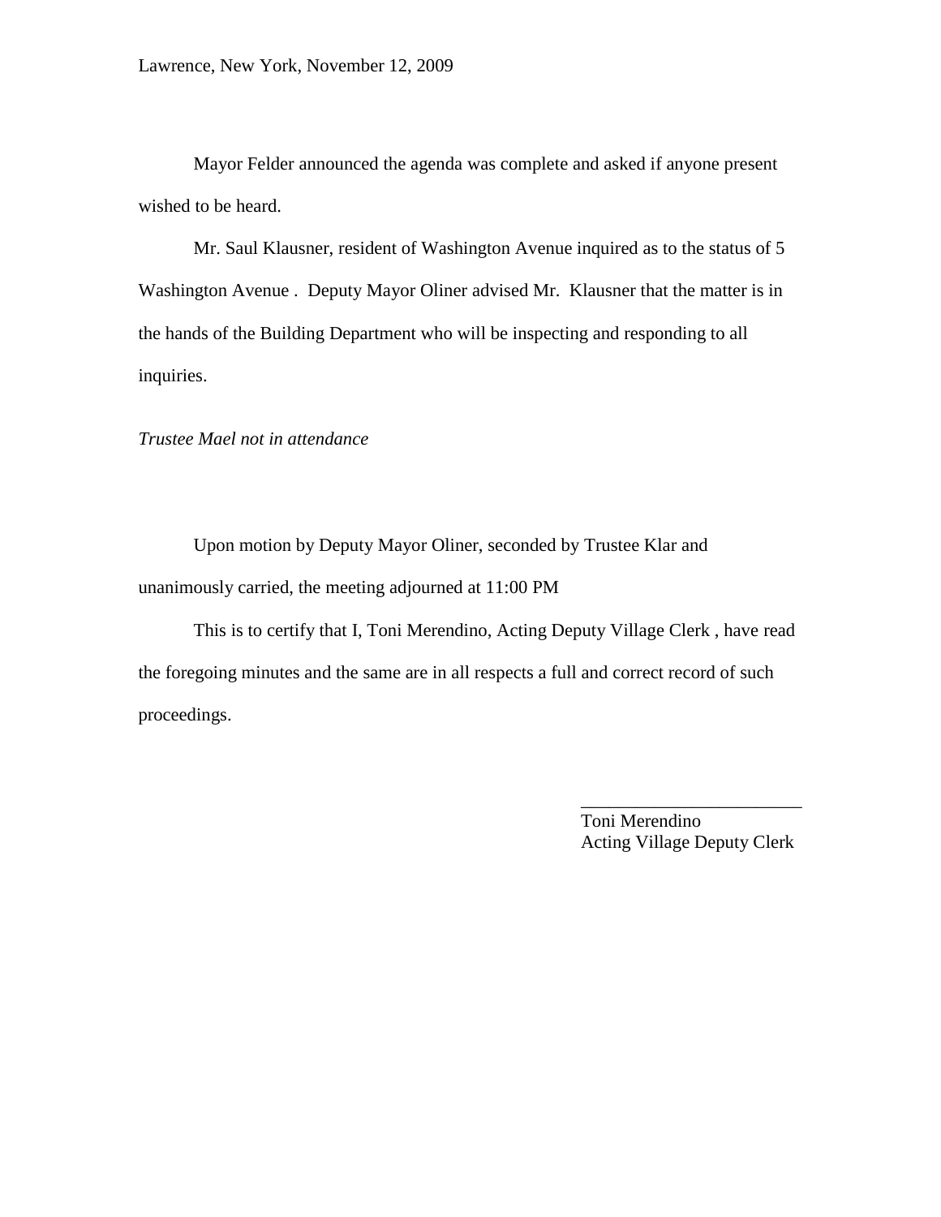Mayor Felder announced the agenda was complete and asked if anyone present wished to be heard.

Mr. Saul Klausner, resident of Washington Avenue inquired as to the status of 5 Washington Avenue . Deputy Mayor Oliner advised Mr. Klausner that the matter is in the hands of the Building Department who will be inspecting and responding to all inquiries.

*Trustee Mael not in attendance*

Upon motion by Deputy Mayor Oliner, seconded by Trustee Klar and unanimously carried, the meeting adjourned at 11:00 PM

This is to certify that I, Toni Merendino, Acting Deputy Village Clerk , have read the foregoing minutes and the same are in all respects a full and correct record of such proceedings.

\_\_\_\_\_\_\_\_\_\_\_\_\_\_\_\_\_\_\_\_\_\_\_\_

Toni Merendino
Acting Village Deputy Clerk